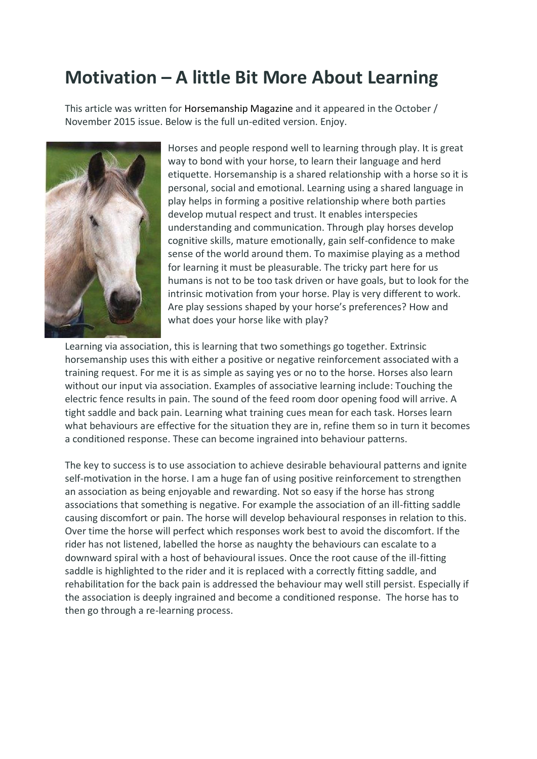# Motivation – A little Bit More About Learning

This article was written for Horsemanship Magazine and it appeared in the October / November 2015 issue. Below is the full un-edited version. Enjoy.

Horses and people respond well to learning through play. It is great way to bond with your horse, to learn their language and herd etiquette. Horsemanship is a shared relationship with a horse so it is personal, social and emotional. Learning using a shared language in play helps in forming a positive relationship where both parties develop mutual respect and trust. It enables interspecies understanding and communication. Through play horses develop cognitive skills, mature emotionally, gain self-confidence to make sense of the world around them. To maximise playing as a method for learning it must be pleasurable. The tricky part here for us humans is not to be too task driven or have goals, but to look for the intrinsic motivation from your horse. Play is very different to work. Are play sessions shaped by your horse's preferences? How and what does your horse like with play?

Learning via association, this is learning that two somethings go together. Extrinsic horsemanship uses this with either a positive or negative reinforcement associated with a training request. For me it is as simple as saying yes or no to the horse. Horses also learn without our input via association. Examples of associative learning include: Touching the electric fence results in pain. The sound of the feed room door opening food will arrive. A tight saddle and back pain. Learning what training cues mean for each task. Horses learn what behaviours are effective for the situation they are in, refine them so in turn it becomes a conditioned response. These can become ingrained into behaviour patterns.

The key to success is to use association to achieve desirable behavioural patterns and ignite self-motivation in the horse. I am a huge fan of using positive reinforcement to strengthen an association as being enjoyable and rewarding. Not so easy if the horse has strong associations that something is negative. For example the association of an ill-fitting saddle causing discomfort or pain. The horse will develop behavioural responses in relation to this. Over time the horse will perfect which responses work best to avoid the discomfort. If the rider has not listened, labelled the horse as naughty the behaviours can escalate to a downward spiral with a host of behavioural issues. Once the root cause of the ill-fitting saddle is highlighted to the rider and it is replaced with a correctly fitting saddle, and rehabilitation for the back pain is addressed the behaviour may well still persist. Especially if the association is deeply ingrained and become a conditioned response. The horse has to then go through a re-learning process.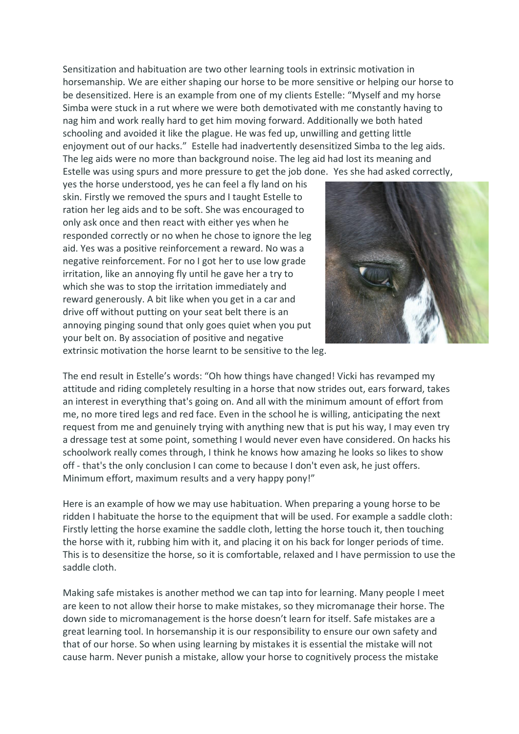Sensitization and habituation are two other learning tools in extrinsic motivation in horsemanship. We are either shaping our horse to be more sensitive or helping our horse to be desensitized. Here is an example from one of my clients Estelle: "Myself and my horse Simba were stuck in a rut where we were both demotivated with me constantly having to nag him and work really hard to get him moving forward. Additionally we both hated schooling and avoided it like the plague. He was fed up, unwilling and getting little enjoyment out of our hacks." Estelle had inadvertently desensitized Simba to the leg aids. The leg aids were no more than background noise. The leg aid had lost its meaning and Estelle was using spurs and more pressure to get the job done. Yes she had asked correctly, yes the horse understood, yes he can feel a fly land on his skin. Firstly we removed the spurs and I taught Estelle to ration her leg aids and to be soft. She was encouraged to only ask once and then react with either yes when he responded correctly or no when he chose to ignore the leg aid. Yes was a positive reinforcement a reward. No was a negative reinforcement. For no I got her to use low grade irritation, like an annoying fly until he gave her a try to which she was to stop the irritation immediately and reward generously. A bit like when you get in a car and drive off without putting on your seat belt there is an annoying pinging sound that only goes quiet when you put your belt on. By association of positive and negative extrinsic motivation the horse learnt to be sensitive to the leg.

The end result in Estelle's words: "Oh how things have changed! Vicki has revamped my attitude and riding completely resulting in a horse that now strides out, ears forward, takes an interest in everything that's going on. And all with the minimum amount of effort from me, no more tired legs and red face. Even in the school he is willing, anticipating the next request from me and genuinely trying with anything new that is put his way, I may even try a dressage test at some point, something I would never even have considered. On hacks his schoolwork really comes through, I think he knows how amazing he looks so likes to show off - that's the only conclusion I can come to because I don't even ask, he just offers. Minimum effort, maximum results and a very happy pony!"

Here is an example of how we may use habituation. When preparing a young horse to be ridden I habituate the horse to the equipment that will be used. For example a saddle cloth: Firstly letting the horse examine the saddle cloth, letting the horse touch it, then touching the horse with it, rubbing him with it, and placing it on his back for longer periods of time. This is to desensitize the horse, so it is comfortable, relaxed and I have permission to use the saddle cloth.

Making safe mistakes is another method we can tap into for learning. Many people I meet are keen to not allow their horse to make mistakes, so they micromanage their horse. The down side to micromanagement is the horse doesn't learn for itself. Safe mistakes are a great learning tool. In horsemanship it is our responsibility to ensure our own safety and that of our horse. So when using learning by mistakes it is essential the mistake will not cause harm. Never punish a mistake, allow your horse to cognitively process the mistake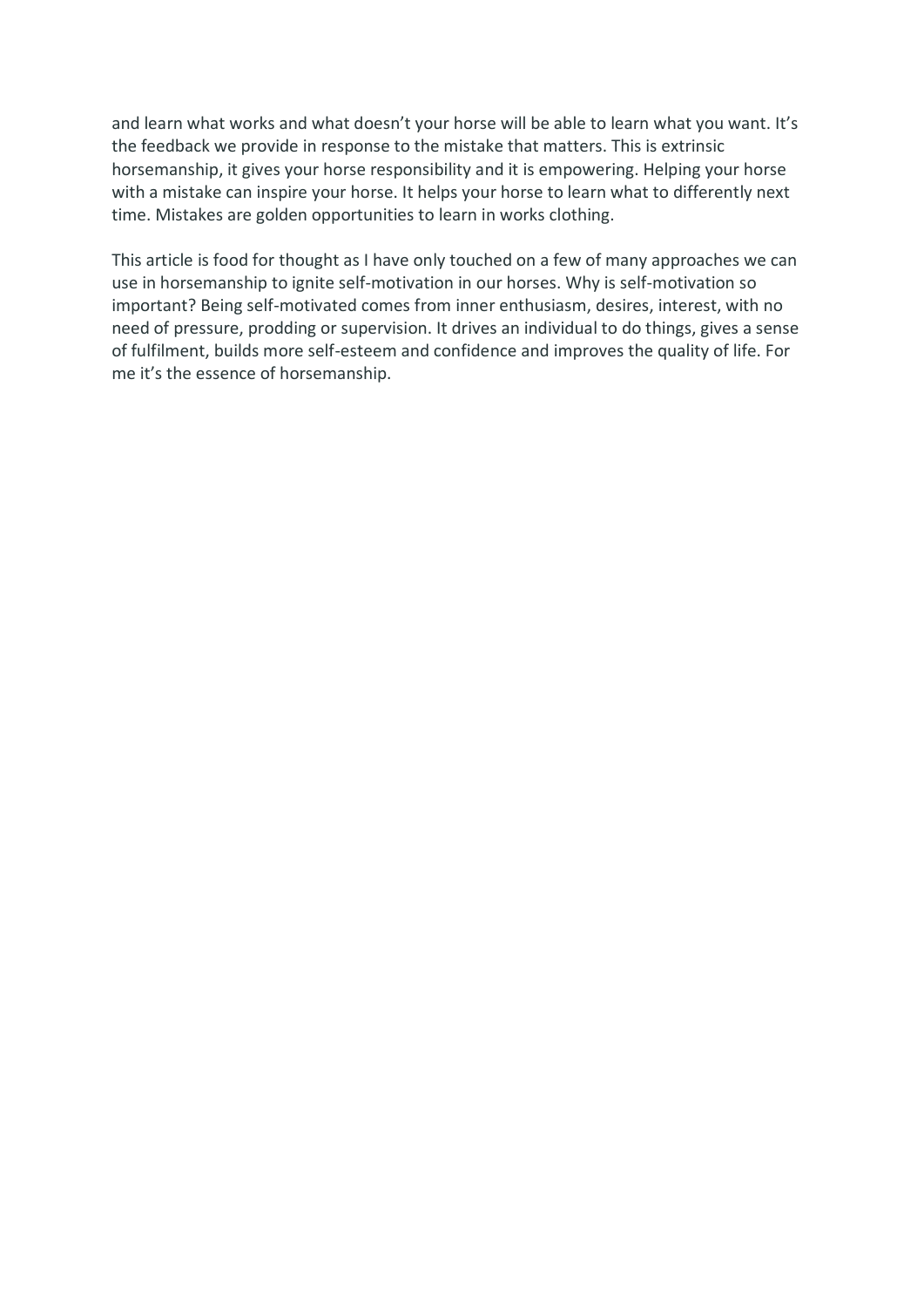and learn what works and what doesn't your horse will be able to learn what you want. It's the feedback we provide in response to the mistake that matters. This is extrinsic horsemanship, it gives your horse responsibility and it is empowering. Helping your horse with a mistake can inspire your horse. It helps your horse to learn what to differently next time. Mistakes are golden opportunities to learn in works clothing.

This article is food for thought as I have only touched on a few of many approaches we can use in horsemanship to ignite self-motivation in our horses. Why is self-motivation so important? Being self-motivated comes from inner enthusiasm, desires, interest, with no need of pressure, prodding or supervision. It drives an individual to do things, gives a sense of fulfilment, builds more self-esteem and confidence and improves the quality of life. For me it's the essence of horsemanship.